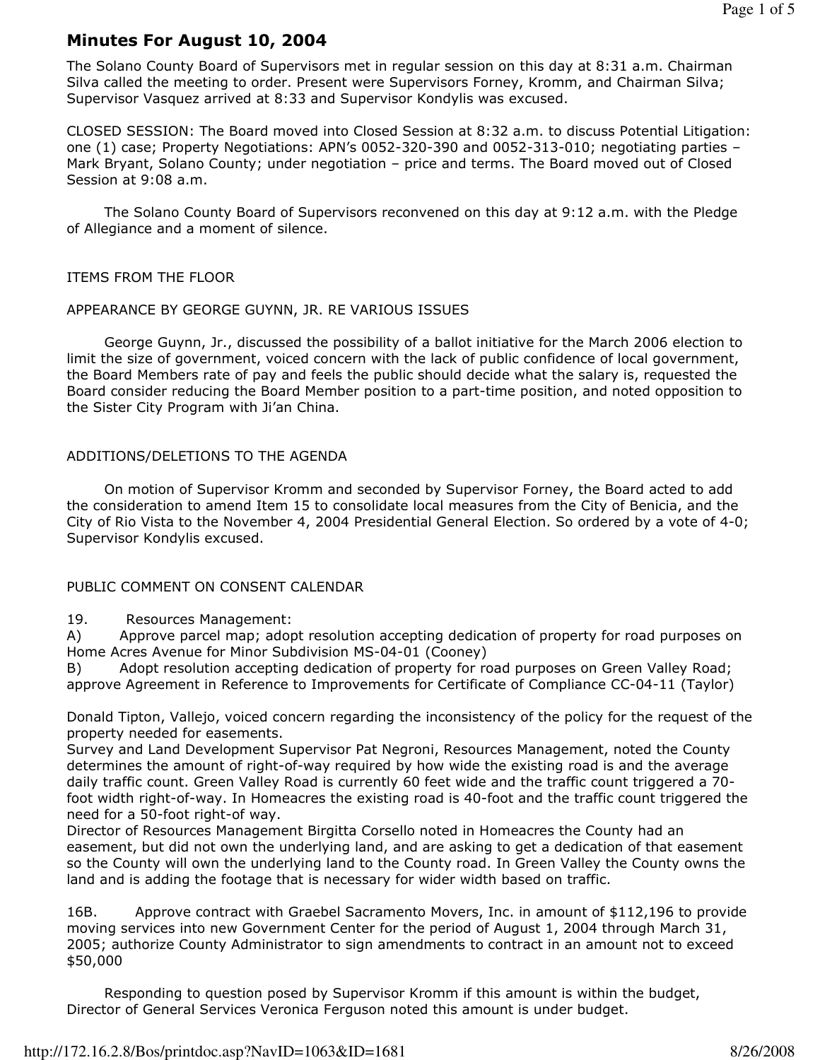# Minutes For August 10, 2004

The Solano County Board of Supervisors met in regular session on this day at 8:31 a.m. Chairman Silva called the meeting to order. Present were Supervisors Forney, Kromm, and Chairman Silva; Supervisor Vasquez arrived at 8:33 and Supervisor Kondylis was excused.

CLOSED SESSION: The Board moved into Closed Session at 8:32 a.m. to discuss Potential Litigation: one (1) case; Property Negotiations: APN's 0052-320-390 and 0052-313-010; negotiating parties – Mark Bryant, Solano County; under negotiation – price and terms. The Board moved out of Closed Session at 9:08 a.m.

The Solano County Board of Supervisors reconvened on this day at 9:12 a.m. with the Pledge of Allegiance and a moment of silence.

ITEMS FROM THE FLOOR

APPEARANCE BY GEORGE GUYNN, JR. RE VARIOUS ISSUES

George Guynn, Jr., discussed the possibility of a ballot initiative for the March 2006 election to limit the size of government, voiced concern with the lack of public confidence of local government, the Board Members rate of pay and feels the public should decide what the salary is, requested the Board consider reducing the Board Member position to a part-time position, and noted opposition to the Sister City Program with Ji'an China.

ADDITIONS/DELETIONS TO THE AGENDA

On motion of Supervisor Kromm and seconded by Supervisor Forney, the Board acted to add the consideration to amend Item 15 to consolidate local measures from the City of Benicia, and the City of Rio Vista to the November 4, 2004 Presidential General Election. So ordered by a vote of 4-0; Supervisor Kondylis excused.

PUBLIC COMMENT ON CONSENT CALENDAR

19. Resources Management:

A) Approve parcel map; adopt resolution accepting dedication of property for road purposes on Home Acres Avenue for Minor Subdivision MS-04-01 (Cooney)

B) Adopt resolution accepting dedication of property for road purposes on Green Valley Road; approve Agreement in Reference to Improvements for Certificate of Compliance CC-04-11 (Taylor)

Donald Tipton, Vallejo, voiced concern regarding the inconsistency of the policy for the request of the property needed for easements.

Survey and Land Development Supervisor Pat Negroni, Resources Management, noted the County determines the amount of right-of-way required by how wide the existing road is and the average daily traffic count. Green Valley Road is currently 60 feet wide and the traffic count triggered a 70-foot width right-of-way. In Homeacres the existing road is 40-foot and the traffic count triggered the need for a 50-foot right-of way.

Director of Resources Management Birgitta Corsello noted in Homeacres the County had an easement, but did not own the underlying land, and are asking to get a dedication of that easement so the County will own the underlying land to the County road. In Green Valley the County owns the land and is adding the footage that is necessary for wider width based on traffic.

16B. Approve contract with Graebel Sacramento Movers, Inc. in amount of $112,196 to provide moving services into new Government Center for the period of August 1, 2004 through March 31, 2005; authorize County Administrator to sign amendments to contract in an amount not to exceed $50,000

Responding to question posed by Supervisor Kromm if this amount is within the budget, Director of General Services Veronica Ferguson noted this amount is under budget.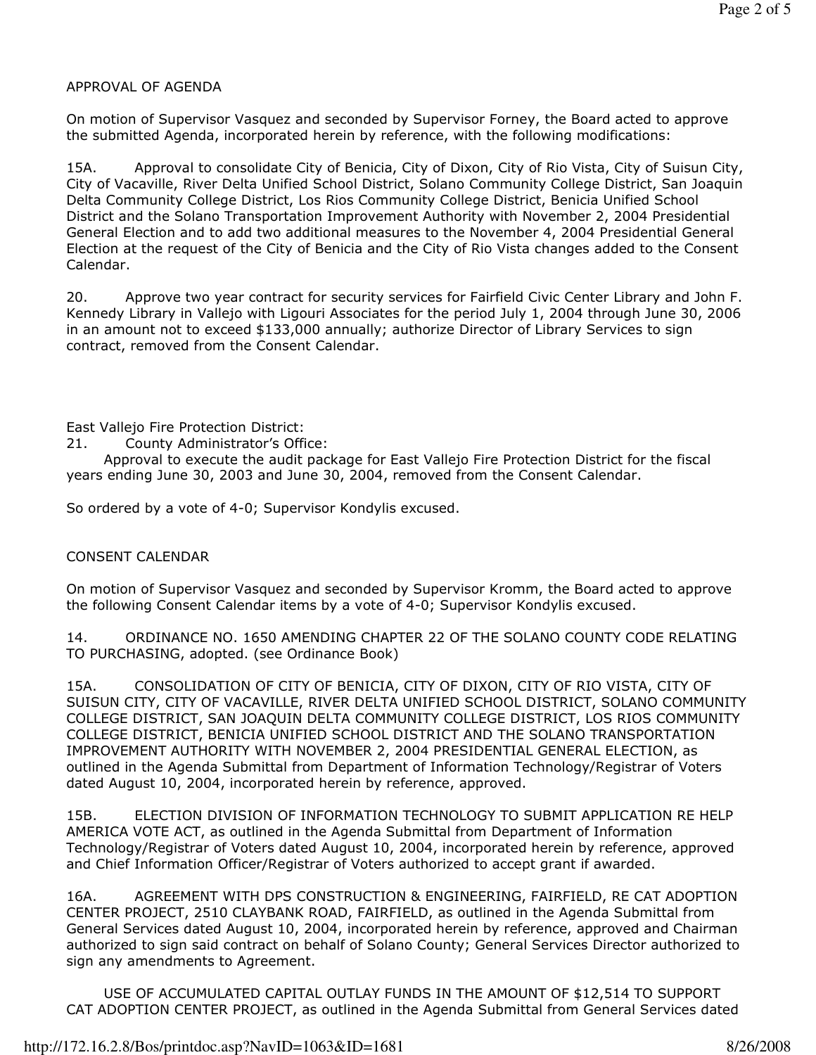APPROVAL OF AGENDA

On motion of Supervisor Vasquez and seconded by Supervisor Forney, the Board acted to approve the submitted Agenda, incorporated herein by reference, with the following modifications:

15A. Approval to consolidate City of Benicia, City of Dixon, City of Rio Vista, City of Suisun City, City of Vacaville, River Delta Unified School District, Solano Community College District, San Joaquin Delta Community College District, Los Rios Community College District, Benicia Unified School District and the Solano Transportation Improvement Authority with November 2, 2004 Presidential General Election and to add two additional measures to the November 4, 2004 Presidential General Election at the request of the City of Benicia and the City of Rio Vista changes added to the Consent Calendar.

20. Approve two year contract for security services for Fairfield Civic Center Library and John F. Kennedy Library in Vallejo with Ligouri Associates for the period July 1, 2004 through June 30, 2006 in an amount not to exceed $133,000 annually; authorize Director of Library Services to sign contract, removed from the Consent Calendar.

East Vallejo Fire Protection District:
21. County Administrator's Office:
Approval to execute the audit package for East Vallejo Fire Protection District for the fiscal years ending June 30, 2003 and June 30, 2004, removed from the Consent Calendar.

So ordered by a vote of 4-0; Supervisor Kondylis excused.

CONSENT CALENDAR

On motion of Supervisor Vasquez and seconded by Supervisor Kromm, the Board acted to approve the following Consent Calendar items by a vote of 4-0; Supervisor Kondylis excused.

14. ORDINANCE NO. 1650 AMENDING CHAPTER 22 OF THE SOLANO COUNTY CODE RELATING TO PURCHASING, adopted. (see Ordinance Book)

15A. CONSOLIDATION OF CITY OF BENICIA, CITY OF DIXON, CITY OF RIO VISTA, CITY OF SUISUN CITY, CITY OF VACAVILLE, RIVER DELTA UNIFIED SCHOOL DISTRICT, SOLANO COMMUNITY COLLEGE DISTRICT, SAN JOAQUIN DELTA COMMUNITY COLLEGE DISTRICT, LOS RIOS COMMUNITY COLLEGE DISTRICT, BENICIA UNIFIED SCHOOL DISTRICT AND THE SOLANO TRANSPORTATION IMPROVEMENT AUTHORITY WITH NOVEMBER 2, 2004 PRESIDENTIAL GENERAL ELECTION, as outlined in the Agenda Submittal from Department of Information Technology/Registrar of Voters dated August 10, 2004, incorporated herein by reference, approved.

15B. ELECTION DIVISION OF INFORMATION TECHNOLOGY TO SUBMIT APPLICATION RE HELP AMERICA VOTE ACT, as outlined in the Agenda Submittal from Department of Information Technology/Registrar of Voters dated August 10, 2004, incorporated herein by reference, approved and Chief Information Officer/Registrar of Voters authorized to accept grant if awarded.

16A. AGREEMENT WITH DPS CONSTRUCTION & ENGINEERING, FAIRFIELD, RE CAT ADOPTION CENTER PROJECT, 2510 CLAYBANK ROAD, FAIRFIELD, as outlined in the Agenda Submittal from General Services dated August 10, 2004, incorporated herein by reference, approved and Chairman authorized to sign said contract on behalf of Solano County; General Services Director authorized to sign any amendments to Agreement.

USE OF ACCUMULATED CAPITAL OUTLAY FUNDS IN THE AMOUNT OF $12,514 TO SUPPORT CAT ADOPTION CENTER PROJECT, as outlined in the Agenda Submittal from General Services dated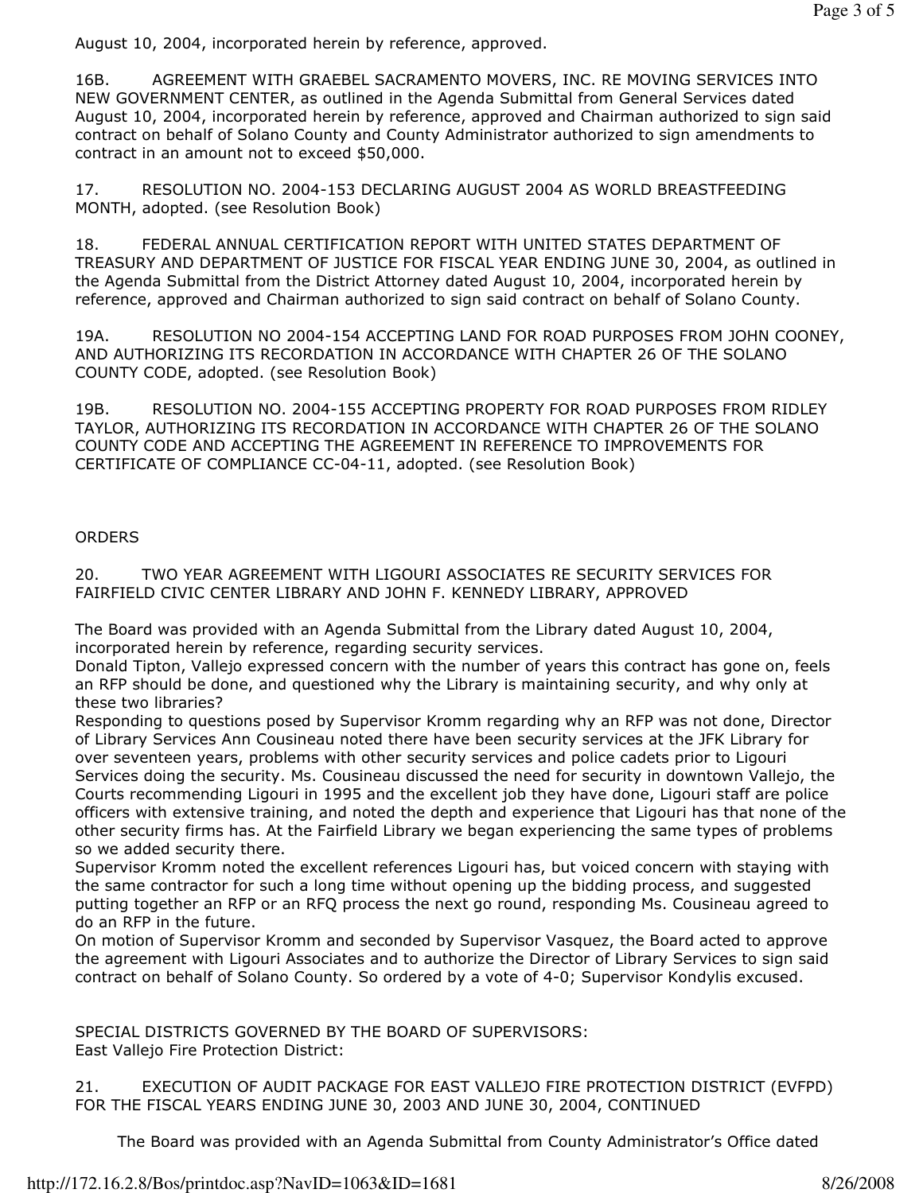August 10, 2004, incorporated herein by reference, approved.

16B. AGREEMENT WITH GRAEBEL SACRAMENTO MOVERS, INC. RE MOVING SERVICES INTO NEW GOVERNMENT CENTER, as outlined in the Agenda Submittal from General Services dated August 10, 2004, incorporated herein by reference, approved and Chairman authorized to sign said contract on behalf of Solano County and County Administrator authorized to sign amendments to contract in an amount not to exceed $50,000.

17. RESOLUTION NO. 2004-153 DECLARING AUGUST 2004 AS WORLD BREASTFEEDING MONTH, adopted. (see Resolution Book)

18. FEDERAL ANNUAL CERTIFICATION REPORT WITH UNITED STATES DEPARTMENT OF TREASURY AND DEPARTMENT OF JUSTICE FOR FISCAL YEAR ENDING JUNE 30, 2004, as outlined in the Agenda Submittal from the District Attorney dated August 10, 2004, incorporated herein by reference, approved and Chairman authorized to sign said contract on behalf of Solano County.

19A. RESOLUTION NO 2004-154 ACCEPTING LAND FOR ROAD PURPOSES FROM JOHN COONEY, AND AUTHORIZING ITS RECORDATION IN ACCORDANCE WITH CHAPTER 26 OF THE SOLANO COUNTY CODE, adopted. (see Resolution Book)

19B. RESOLUTION NO. 2004-155 ACCEPTING PROPERTY FOR ROAD PURPOSES FROM RIDLEY TAYLOR, AUTHORIZING ITS RECORDATION IN ACCORDANCE WITH CHAPTER 26 OF THE SOLANO COUNTY CODE AND ACCEPTING THE AGREEMENT IN REFERENCE TO IMPROVEMENTS FOR CERTIFICATE OF COMPLIANCE CC-04-11, adopted. (see Resolution Book)

ORDERS

20. TWO YEAR AGREEMENT WITH LIGOURI ASSOCIATES RE SECURITY SERVICES FOR FAIRFIELD CIVIC CENTER LIBRARY AND JOHN F. KENNEDY LIBRARY, APPROVED

The Board was provided with an Agenda Submittal from the Library dated August 10, 2004, incorporated herein by reference, regarding security services.

Donald Tipton, Vallejo expressed concern with the number of years this contract has gone on, feels an RFP should be done, and questioned why the Library is maintaining security, and why only at these two libraries?

Responding to questions posed by Supervisor Kromm regarding why an RFP was not done, Director of Library Services Ann Cousineau noted there have been security services at the JFK Library for over seventeen years, problems with other security services and police cadets prior to Ligouri Services doing the security. Ms. Cousineau discussed the need for security in downtown Vallejo, the Courts recommending Ligouri in 1995 and the excellent job they have done, Ligouri staff are police officers with extensive training, and noted the depth and experience that Ligouri has that none of the other security firms has. At the Fairfield Library we began experiencing the same types of problems so we added security there.

Supervisor Kromm noted the excellent references Ligouri has, but voiced concern with staying with the same contractor for such a long time without opening up the bidding process, and suggested putting together an RFP or an RFQ process the next go round, responding Ms. Cousineau agreed to do an RFP in the future.

On motion of Supervisor Kromm and seconded by Supervisor Vasquez, the Board acted to approve the agreement with Ligouri Associates and to authorize the Director of Library Services to sign said contract on behalf of Solano County. So ordered by a vote of 4-0; Supervisor Kondylis excused.

SPECIAL DISTRICTS GOVERNED BY THE BOARD OF SUPERVISORS:
East Vallejo Fire Protection District:

21. EXECUTION OF AUDIT PACKAGE FOR EAST VALLEJO FIRE PROTECTION DISTRICT (EVFPD) FOR THE FISCAL YEARS ENDING JUNE 30, 2003 AND JUNE 30, 2004, CONTINUED

The Board was provided with an Agenda Submittal from County Administrator's Office dated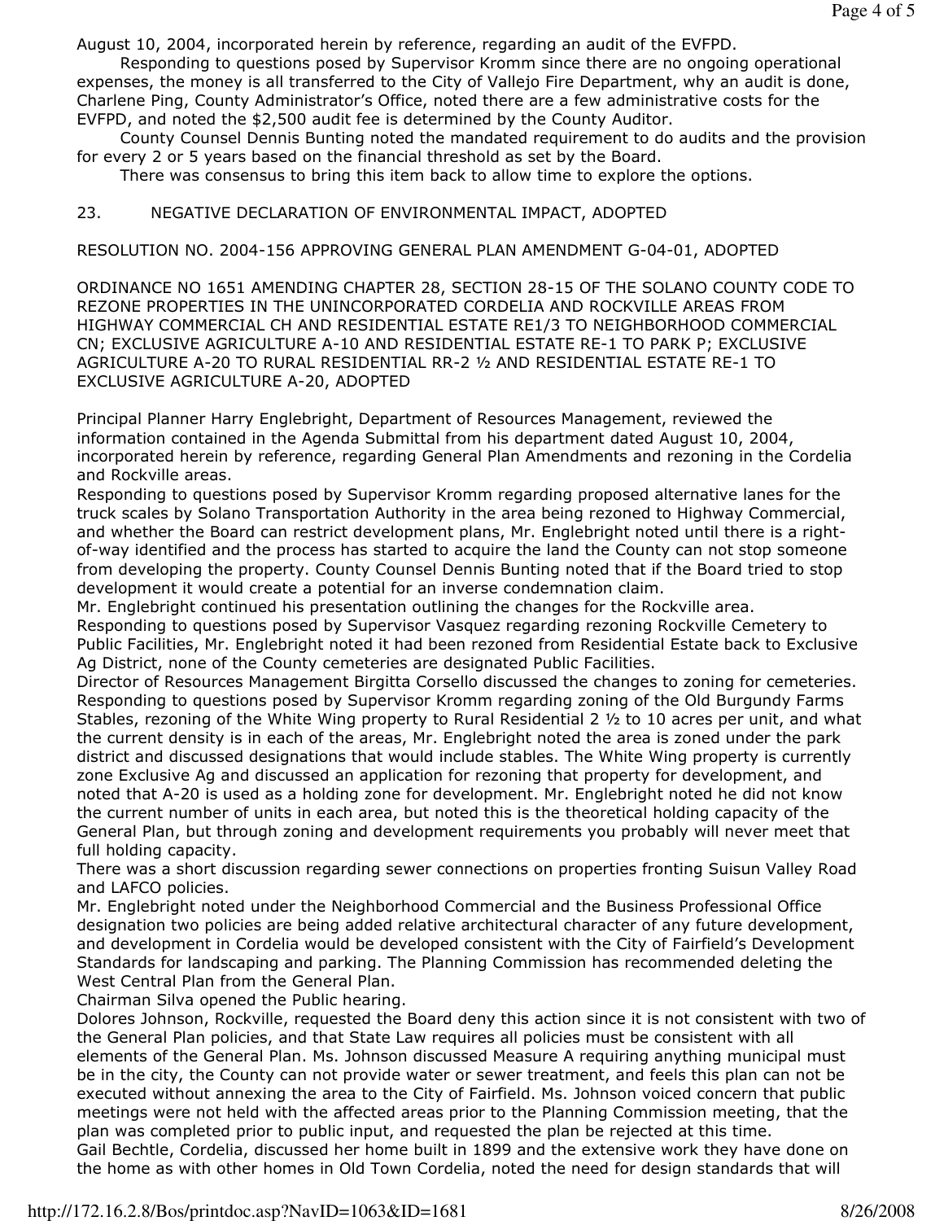August 10, 2004, incorporated herein by reference, regarding an audit of the EVFPD.

Responding to questions posed by Supervisor Kromm since there are no ongoing operational expenses, the money is all transferred to the City of Vallejo Fire Department, why an audit is done, Charlene Ping, County Administrator's Office, noted there are a few administrative costs for the EVFPD, and noted the $2,500 audit fee is determined by the County Auditor.

County Counsel Dennis Bunting noted the mandated requirement to do audits and the provision for every 2 or 5 years based on the financial threshold as set by the Board.

There was consensus to bring this item back to allow time to explore the options.

23. NEGATIVE DECLARATION OF ENVIRONMENTAL IMPACT, ADOPTED

RESOLUTION NO. 2004-156 APPROVING GENERAL PLAN AMENDMENT G-04-01, ADOPTED

ORDINANCE NO 1651 AMENDING CHAPTER 28, SECTION 28-15 OF THE SOLANO COUNTY CODE TO REZONE PROPERTIES IN THE UNINCORPORATED CORDELIA AND ROCKVILLE AREAS FROM HIGHWAY COMMERCIAL CH AND RESIDENTIAL ESTATE RE1/3 TO NEIGHBORHOOD COMMERCIAL CN; EXCLUSIVE AGRICULTURE A-10 AND RESIDENTIAL ESTATE RE-1 TO PARK P; EXCLUSIVE AGRICULTURE A-20 TO RURAL RESIDENTIAL RR-2 ½ AND RESIDENTIAL ESTATE RE-1 TO EXCLUSIVE AGRICULTURE A-20, ADOPTED

Principal Planner Harry Englebright, Department of Resources Management, reviewed the information contained in the Agenda Submittal from his department dated August 10, 2004, incorporated herein by reference, regarding General Plan Amendments and rezoning in the Cordelia and Rockville areas.

Responding to questions posed by Supervisor Kromm regarding proposed alternative lanes for the truck scales by Solano Transportation Authority in the area being rezoned to Highway Commercial, and whether the Board can restrict development plans, Mr. Englebright noted until there is a right-of-way identified and the process has started to acquire the land the County can not stop someone from developing the property. County Counsel Dennis Bunting noted that if the Board tried to stop development it would create a potential for an inverse condemnation claim.

Mr. Englebright continued his presentation outlining the changes for the Rockville area.

Responding to questions posed by Supervisor Vasquez regarding rezoning Rockville Cemetery to Public Facilities, Mr. Englebright noted it had been rezoned from Residential Estate back to Exclusive Ag District, none of the County cemeteries are designated Public Facilities.

Director of Resources Management Birgitta Corsello discussed the changes to zoning for cemeteries.

Responding to questions posed by Supervisor Kromm regarding zoning of the Old Burgundy Farms Stables, rezoning of the White Wing property to Rural Residential 2 ½ to 10 acres per unit, and what the current density is in each of the areas, Mr. Englebright noted the area is zoned under the park district and discussed designations that would include stables. The White Wing property is currently zone Exclusive Ag and discussed an application for rezoning that property for development, and noted that A-20 is used as a holding zone for development. Mr. Englebright noted he did not know the current number of units in each area, but noted this is the theoretical holding capacity of the General Plan, but through zoning and development requirements you probably will never meet that full holding capacity.

There was a short discussion regarding sewer connections on properties fronting Suisun Valley Road and LAFCO policies.

Mr. Englebright noted under the Neighborhood Commercial and the Business Professional Office designation two policies are being added relative architectural character of any future development, and development in Cordelia would be developed consistent with the City of Fairfield's Development Standards for landscaping and parking. The Planning Commission has recommended deleting the West Central Plan from the General Plan.

Chairman Silva opened the Public hearing.

Dolores Johnson, Rockville, requested the Board deny this action since it is not consistent with two of the General Plan policies, and that State Law requires all policies must be consistent with all elements of the General Plan. Ms. Johnson discussed Measure A requiring anything municipal must be in the city, the County can not provide water or sewer treatment, and feels this plan can not be executed without annexing the area to the City of Fairfield. Ms. Johnson voiced concern that public meetings were not held with the affected areas prior to the Planning Commission meeting, that the plan was completed prior to public input, and requested the plan be rejected at this time.

Gail Bechtle, Cordelia, discussed her home built in 1899 and the extensive work they have done on the home as with other homes in Old Town Cordelia, noted the need for design standards that will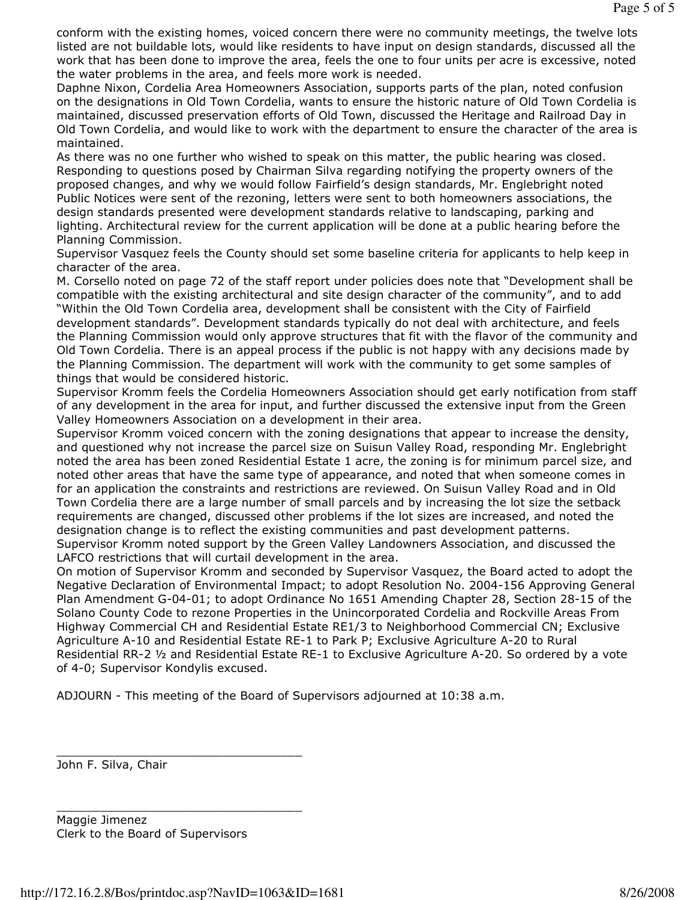conform with the existing homes, voiced concern there were no community meetings, the twelve lots listed are not buildable lots, would like residents to have input on design standards, discussed all the work that has been done to improve the area, feels the one to four units per acre is excessive, noted the water problems in the area, and feels more work is needed.

Daphne Nixon, Cordelia Area Homeowners Association, supports parts of the plan, noted confusion on the designations in Old Town Cordelia, wants to ensure the historic nature of Old Town Cordelia is maintained, discussed preservation efforts of Old Town, discussed the Heritage and Railroad Day in Old Town Cordelia, and would like to work with the department to ensure the character of the area is maintained.

As there was no one further who wished to speak on this matter, the public hearing was closed.

Responding to questions posed by Chairman Silva regarding notifying the property owners of the proposed changes, and why we would follow Fairfield's design standards, Mr. Englebright noted Public Notices were sent of the rezoning, letters were sent to both homeowners associations, the design standards presented were development standards relative to landscaping, parking and lighting. Architectural review for the current application will be done at a public hearing before the Planning Commission.

Supervisor Vasquez feels the County should set some baseline criteria for applicants to help keep in character of the area.

M. Corsello noted on page 72 of the staff report under policies does note that "Development shall be compatible with the existing architectural and site design character of the community", and to add "Within the Old Town Cordelia area, development shall be consistent with the City of Fairfield development standards". Development standards typically do not deal with architecture, and feels the Planning Commission would only approve structures that fit with the flavor of the community and Old Town Cordelia. There is an appeal process if the public is not happy with any decisions made by the Planning Commission. The department will work with the community to get some samples of things that would be considered historic.

Supervisor Kromm feels the Cordelia Homeowners Association should get early notification from staff of any development in the area for input, and further discussed the extensive input from the Green Valley Homeowners Association on a development in their area.

Supervisor Kromm voiced concern with the zoning designations that appear to increase the density, and questioned why not increase the parcel size on Suisun Valley Road, responding Mr. Englebright noted the area has been zoned Residential Estate 1 acre, the zoning is for minimum parcel size, and noted other areas that have the same type of appearance, and noted that when someone comes in for an application the constraints and restrictions are reviewed. On Suisun Valley Road and in Old Town Cordelia there are a large number of small parcels and by increasing the lot size the setback requirements are changed, discussed other problems if the lot sizes are increased, and noted the designation change is to reflect the existing communities and past development patterns.

Supervisor Kromm noted support by the Green Valley Landowners Association, and discussed the LAFCO restrictions that will curtail development in the area.

On motion of Supervisor Kromm and seconded by Supervisor Vasquez, the Board acted to adopt the Negative Declaration of Environmental Impact; to adopt Resolution No. 2004-156 Approving General Plan Amendment G-04-01; to adopt Ordinance No 1651 Amending Chapter 28, Section 28-15 of the Solano County Code to rezone Properties in the Unincorporated Cordelia and Rockville Areas From Highway Commercial CH and Residential Estate RE1/3 to Neighborhood Commercial CN; Exclusive Agriculture A-10 and Residential Estate RE-1 to Park P; Exclusive Agriculture A-20 to Rural Residential RR-2 ½ and Residential Estate RE-1 to Exclusive Agriculture A-20. So ordered by a vote of 4-0; Supervisor Kondylis excused.

ADJOURN - This meeting of the Board of Supervisors adjourned at 10:38 a.m.

\_\_\_\_\_\_\_\_\_\_\_\_\_\_\_\_\_\_\_\_\_\_\_\_\_\_\_\_\_\_\_\_\_\_

John F. Silva, Chair

\_\_\_\_\_\_\_\_\_\_\_\_\_\_\_\_\_\_\_\_\_\_\_\_\_\_\_\_\_\_\_\_\_\_

Maggie Jimenez
Clerk to the Board of Supervisors